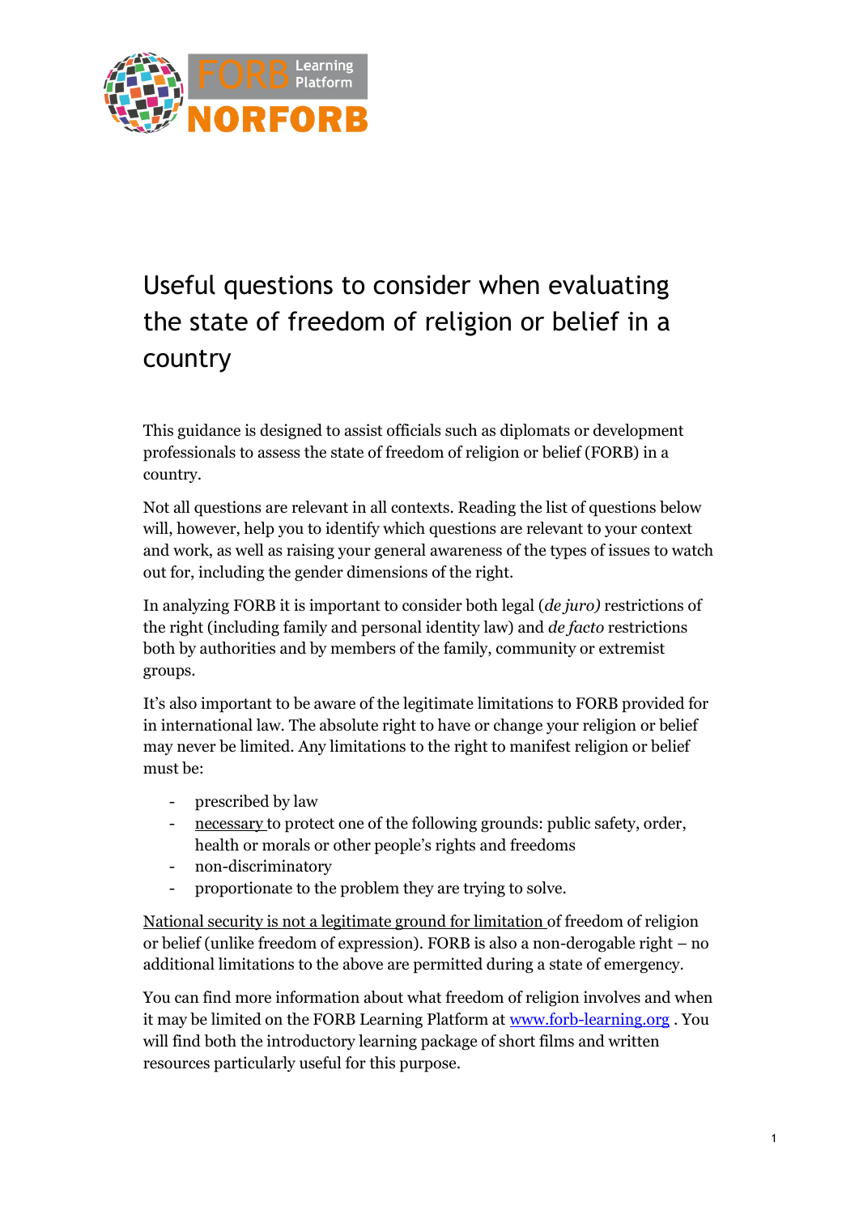# Useful questions to consider when evaluating the state of freedom of religion or belief in a country

This guidance is designed to assist officials such as diplomats or development professionals to assess the state of freedom of religion or belief (FORB) in a country.

Not all questions are relevant in all contexts. Reading the list of questions below will, however, help you to identify which questions are relevant to your context and work, as well as raising your general awareness of the types of issues to watch out for, including the gender dimensions of the right.

In analyzing FORB it is important to consider both legal (*de juro)* restrictions of the right (including family and personal identity law) and *de facto* restrictions both by authorities and by members of the family, community or extremist groups.

It's also important to be aware of the legitimate limitations to FORB provided for in international law. The absolute right to have or change your religion or belief may never be limited. Any limitations to the right to manifest religion or belief must be:

- prescribed by law
- <u>necessary</u> to protect one of the following grounds: public safety, order, health or morals or other people's rights and freedoms
- non-discriminatory
- proportionate to the problem they are trying to solve.

<u>National security is not a legitimate ground for limitation</u> of freedom of religion or belief (unlike freedom of expression). FORB is also a non-derogable right – no additional limitations to the above are permitted during a state of emergency.

You can find more information about what freedom of religion involves and when it may be limited on the FORB Learning Platform at [www.forb-learning.org](http://www.forb-learning.org) . You will find both the introductory learning package of short films and written resources particularly useful for this purpose.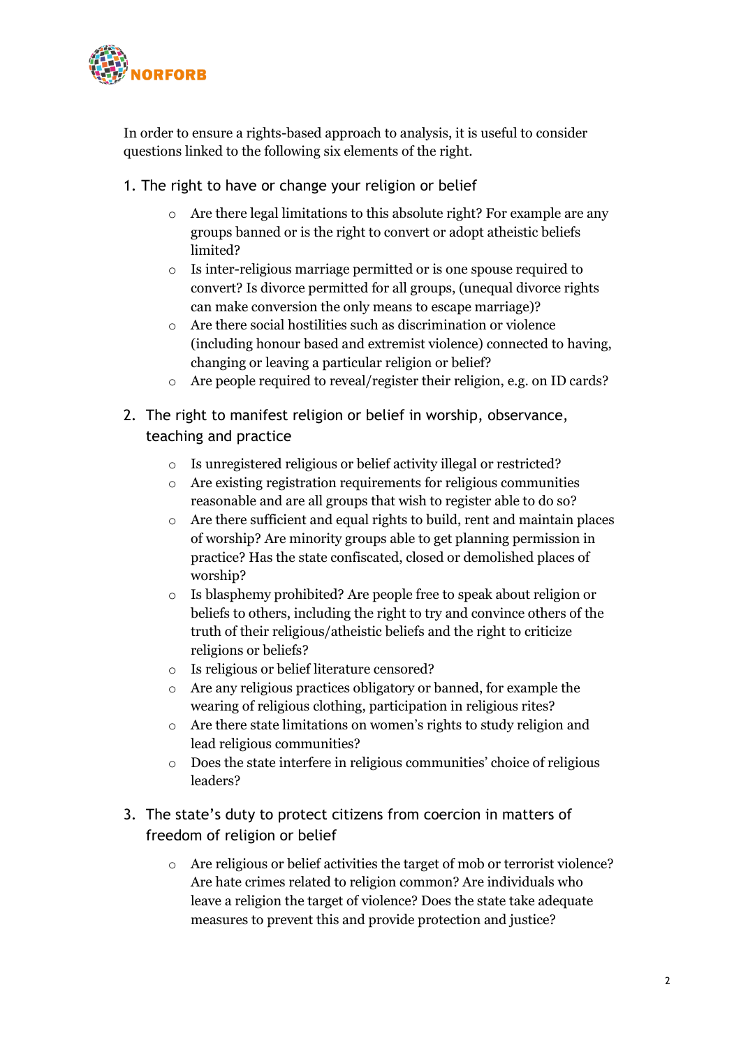In order to ensure a rights-based approach to analysis, it is useful to consider questions linked to the following six elements of the right.

1. The right to have or change your religion or belief

   - Are there legal limitations to this absolute right? For example are any groups banned or is the right to convert or adopt atheistic beliefs limited?
   - Is inter-religious marriage permitted or is one spouse required to convert? Is divorce permitted for all groups, (unequal divorce rights can make conversion the only means to escape marriage)?
   - Are there social hostilities such as discrimination or violence (including honour based and extremist violence) connected to having, changing or leaving a particular religion or belief?
   - Are people required to reveal/register their religion, e.g. on ID cards?

2. The right to manifest religion or belief in worship, observance, teaching and practice

   - Is unregistered religious or belief activity illegal or restricted?
   - Are existing registration requirements for religious communities reasonable and are all groups that wish to register able to do so?
   - Are there sufficient and equal rights to build, rent and maintain places of worship? Are minority groups able to get planning permission in practice? Has the state confiscated, closed or demolished places of worship?
   - Is blasphemy prohibited? Are people free to speak about religion or beliefs to others, including the right to try and convince others of the truth of their religious/atheistic beliefs and the right to criticize religions or beliefs?
   - Is religious or belief literature censored?
   - Are any religious practices obligatory or banned, for example the wearing of religious clothing, participation in religious rites?
   - Are there state limitations on women's rights to study religion and lead religious communities?
   - Does the state interfere in religious communities' choice of religious leaders?

3. The state's duty to protect citizens from coercion in matters of freedom of religion or belief

   - Are religious or belief activities the target of mob or terrorist violence? Are hate crimes related to religion common? Are individuals who leave a religion the target of violence? Does the state take adequate measures to prevent this and provide protection and justice?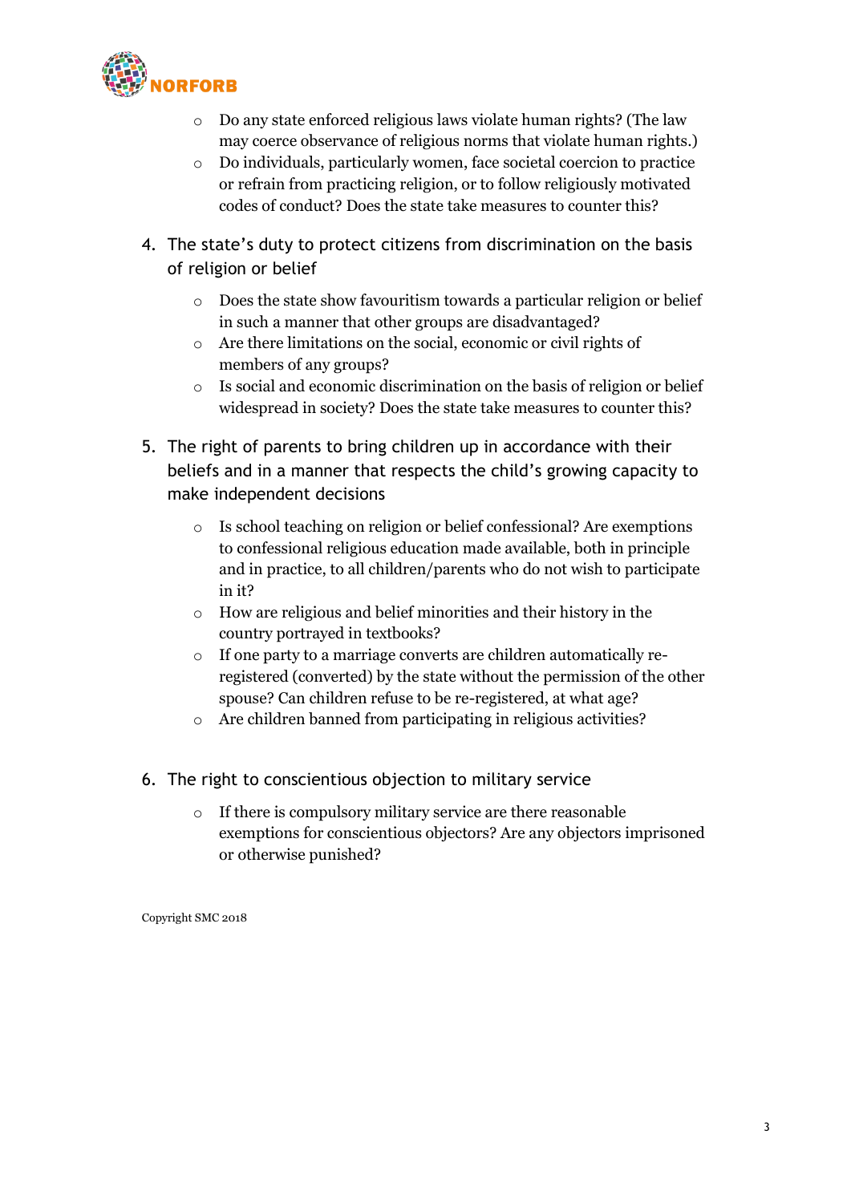- Do any state enforced religious laws violate human rights? (The law may coerce observance of religious norms that violate human rights.)
- Do individuals, particularly women, face societal coercion to practice or refrain from practicing religion, or to follow religiously motivated codes of conduct? Does the state take measures to counter this?

4. The state's duty to protect citizens from discrimination on the basis of religion or belief

   - Does the state show favouritism towards a particular religion or belief in such a manner that other groups are disadvantaged?
   - Are there limitations on the social, economic or civil rights of members of any groups?
   - Is social and economic discrimination on the basis of religion or belief widespread in society? Does the state take measures to counter this?

5. The right of parents to bring children up in accordance with their beliefs and in a manner that respects the child's growing capacity to make independent decisions

   - Is school teaching on religion or belief confessional? Are exemptions to confessional religious education made available, both in principle and in practice, to all children/parents who do not wish to participate in it?
   - How are religious and belief minorities and their history in the country portrayed in textbooks?
   - If one party to a marriage converts are children automatically re-registered (converted) by the state without the permission of the other spouse? Can children refuse to be re-registered, at what age?
   - Are children banned from participating in religious activities?

6. The right to conscientious objection to military service

   - If there is compulsory military service are there reasonable exemptions for conscientious objectors? Are any objectors imprisoned or otherwise punished?

Copyright SMC 2018